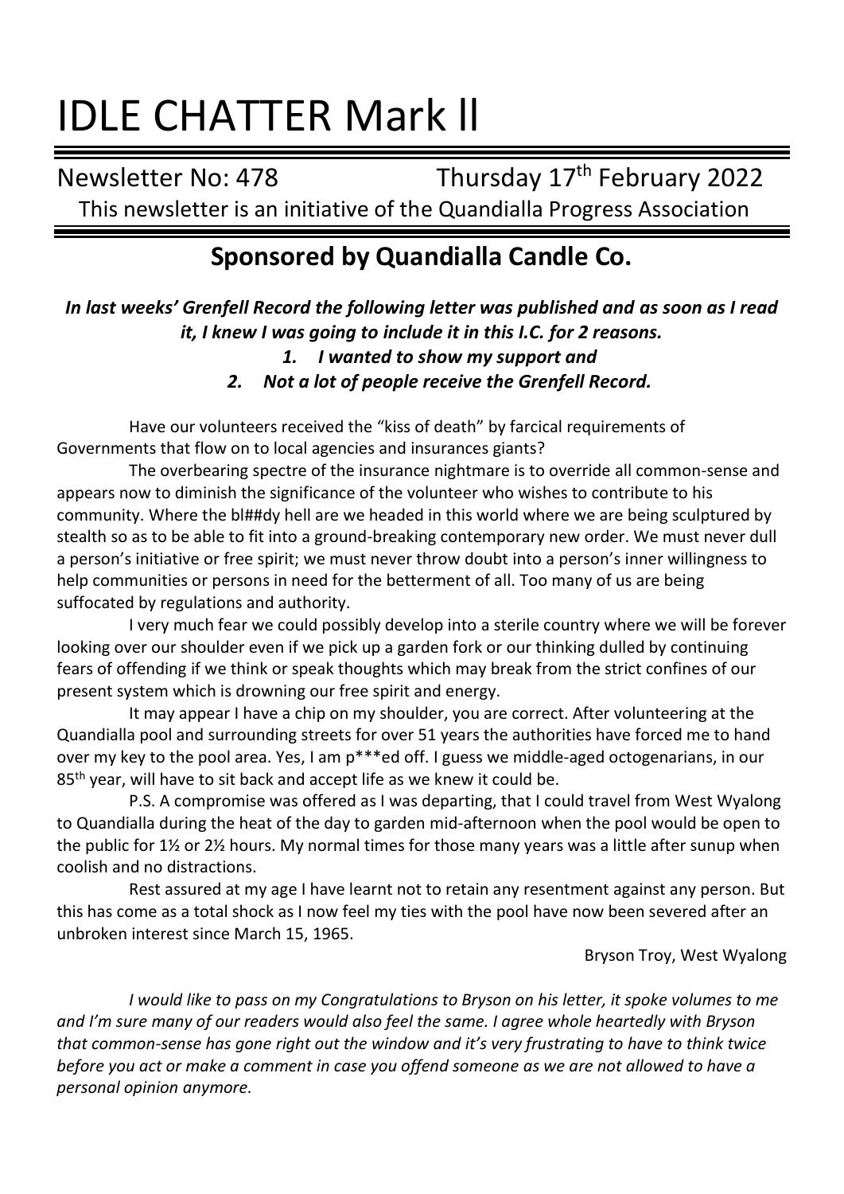# IDLE CHATTER Mark ll

Newsletter No: 478 Thursday 17th February 2022

This newsletter is an initiative of the Quandialla Progress Association

## Sponsored by Quandialla Candle Co.

***In last weeks' Grenfell Record the following letter was published and as soon as I read it, I knew I was going to include it in this I.C. for 2 reasons.***

1. ***I wanted to show my support and***
2. ***Not a lot of people receive the Grenfell Record.***

Have our volunteers received the "kiss of death" by farcical requirements of Governments that flow on to local agencies and insurances giants?

The overbearing spectre of the insurance nightmare is to override all common-sense and appears now to diminish the significance of the volunteer who wishes to contribute to his community. Where the bl##dy hell are we headed in this world where we are being sculptured by stealth so as to be able to fit into a ground-breaking contemporary new order. We must never dull a person's initiative or free spirit; we must never throw doubt into a person's inner willingness to help communities or persons in need for the betterment of all. Too many of us are being suffocated by regulations and authority.

I very much fear we could possibly develop into a sterile country where we will be forever looking over our shoulder even if we pick up a garden fork or our thinking dulled by continuing fears of offending if we think or speak thoughts which may break from the strict confines of our present system which is drowning our free spirit and energy.

It may appear I have a chip on my shoulder, you are correct. After volunteering at the Quandialla pool and surrounding streets for over 51 years the authorities have forced me to hand over my key to the pool area. Yes, I am p***ed off. I guess we middle-aged octogenarians, in our 85th year, will have to sit back and accept life as we knew it could be.

P.S. A compromise was offered as I was departing, that I could travel from West Wyalong to Quandialla during the heat of the day to garden mid-afternoon when the pool would be open to the public for 1½ or 2½ hours. My normal times for those many years was a little after sunup when coolish and no distractions.

Rest assured at my age I have learnt not to retain any resentment against any person. But this has come as a total shock as I now feel my ties with the pool have now been severed after an unbroken interest since March 15, 1965.

Bryson Troy, West Wyalong

*I would like to pass on my Congratulations to Bryson on his letter, it spoke volumes to me and I'm sure many of our readers would also feel the same. I agree whole heartedly with Bryson that common-sense has gone right out the window and it's very frustrating to have to think twice before you act or make a comment in case you offend someone as we are not allowed to have a personal opinion anymore.*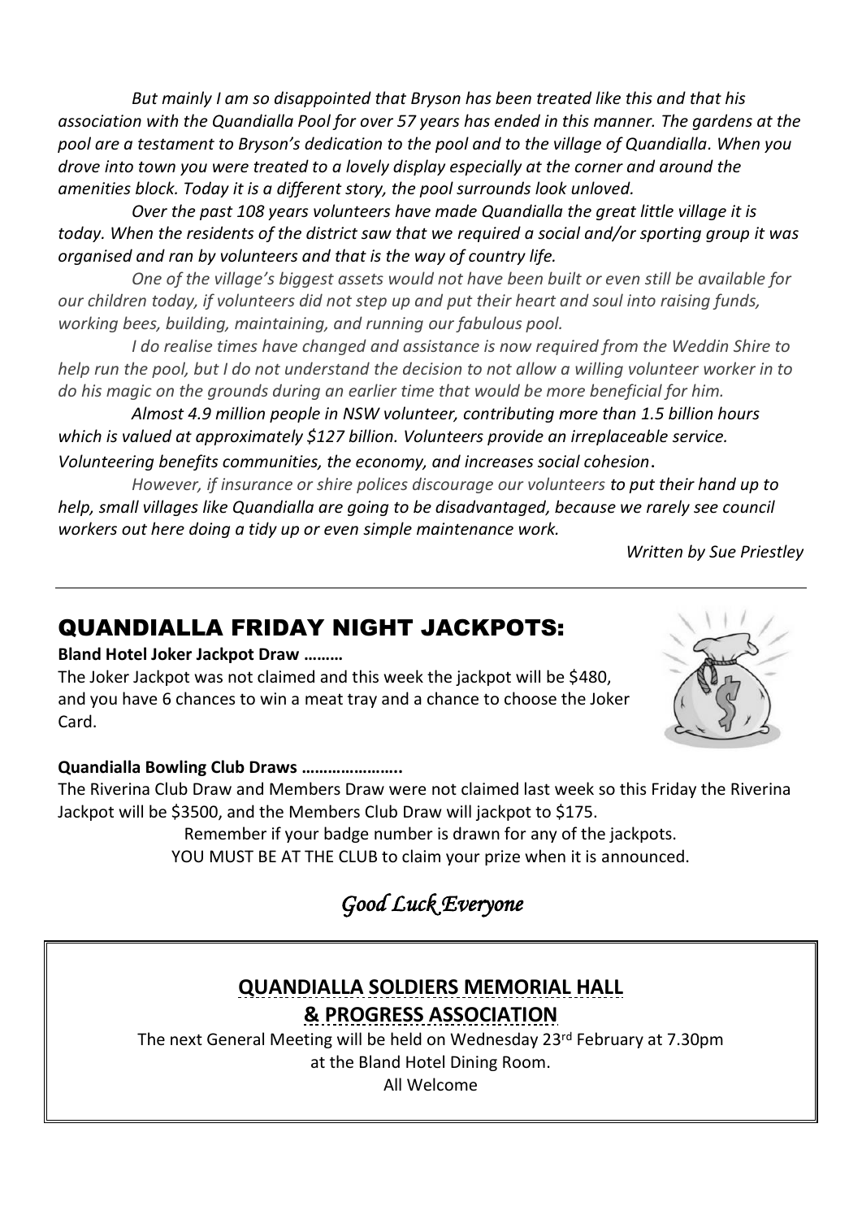*But mainly I am so disappointed that Bryson has been treated like this and that his association with the Quandialla Pool for over 57 years has ended in this manner. The gardens at the pool are a testament to Bryson's dedication to the pool and to the village of Quandialla. When you drove into town you were treated to a lovely display especially at the corner and around the amenities block. Today it is a different story, the pool surrounds look unloved.*

*Over the past 108 years volunteers have made Quandialla the great little village it is today. When the residents of the district saw that we required a social and/or sporting group it was organised and ran by volunteers and that is the way of country life.*

*One of the village's biggest assets would not have been built or even still be available for our children today, if volunteers did not step up and put their heart and soul into raising funds, working bees, building, maintaining, and running our fabulous pool.*

*I do realise times have changed and assistance is now required from the Weddin Shire to help run the pool, but I do not understand the decision to not allow a willing volunteer worker in to do his magic on the grounds during an earlier time that would be more beneficial for him.*

*Almost 4.9 million people in NSW volunteer, contributing more than 1.5 billion hours which is valued at approximately $127 billion. Volunteers provide an irreplaceable service. Volunteering benefits communities, the economy, and increases social cohesion.*

*However, if insurance or shire polices discourage our volunteers to put their hand up to help, small villages like Quandialla are going to be disadvantaged, because we rarely see council workers out here doing a tidy up or even simple maintenance work.*

*Written by Sue Priestley*

---

## QUANDIALLA FRIDAY NIGHT JACKPOTS:

**Bland Hotel Joker Jackpot Draw ………**

The Joker Jackpot was not claimed and this week the jackpot will be $480, and you have 6 chances to win a meat tray and a chance to choose the Joker Card.

**Quandialla Bowling Club Draws …………………..**

The Riverina Club Draw and Members Draw were not claimed last week so this Friday the Riverina Jackpot will be $3500, and the Members Club Draw will jackpot to $175.

Remember if your badge number is drawn for any of the jackpots.
YOU MUST BE AT THE CLUB to claim your prize when it is announced.

*Good Luck Everyone*

---

**QUANDIALLA SOLDIERS MEMORIAL HALL**
**& PROGRESS ASSOCIATION**

The next General Meeting will be held on Wednesday 23rd February at 7.30pm
at the Bland Hotel Dining Room.
All Welcome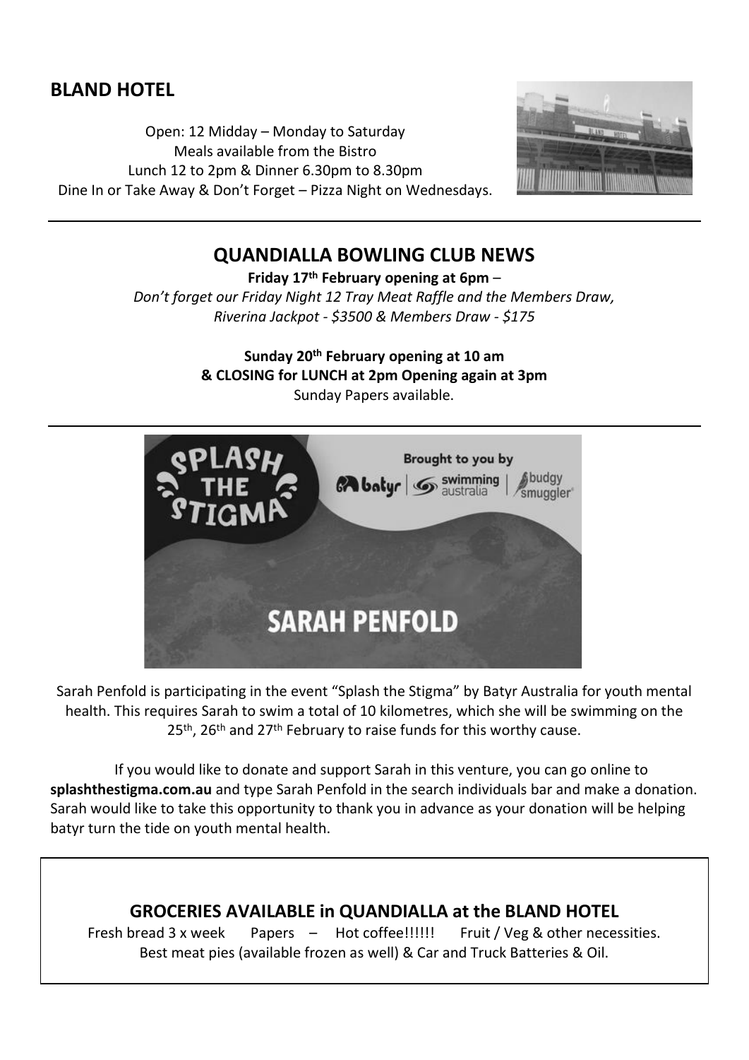## BLAND HOTEL

Open: 12 Midday – Monday to Saturday
Meals available from the Bistro
Lunch 12 to 2pm & Dinner 6.30pm to 8.30pm
Dine In or Take Away & Don't Forget – Pizza Night on Wednesdays.

---

## QUANDIALLA BOWLING CLUB NEWS

**Friday 17th February opening at 6pm** –
*Don't forget our Friday Night 12 Tray Meat Raffle and the Members Draw, Riverina Jackpot - $3500 & Members Draw - $175*

**Sunday 20th February opening at 10 am**
**& CLOSING for LUNCH at 2pm Opening again at 3pm**
Sunday Papers available.

---

SPLASH THE STIGMA

Brought to you by batyr | swimming australia | budgy smuggler

SARAH PENFOLD

Sarah Penfold is participating in the event "Splash the Stigma" by Batyr Australia for youth mental health. This requires Sarah to swim a total of 10 kilometres, which she will be swimming on the 25th, 26th and 27th February to raise funds for this worthy cause.

If you would like to donate and support Sarah in this venture, you can go online to **splashthestigma.com.au** and type Sarah Penfold in the search individuals bar and make a donation. Sarah would like to take this opportunity to thank you in advance as your donation will be helping batyr turn the tide on youth mental health.

---

## GROCERIES AVAILABLE in QUANDIALLA at the BLAND HOTEL

Fresh bread 3 x week Papers – Hot coffee!!!!!! Fruit / Veg & other necessities.
Best meat pies (available frozen as well) & Car and Truck Batteries & Oil.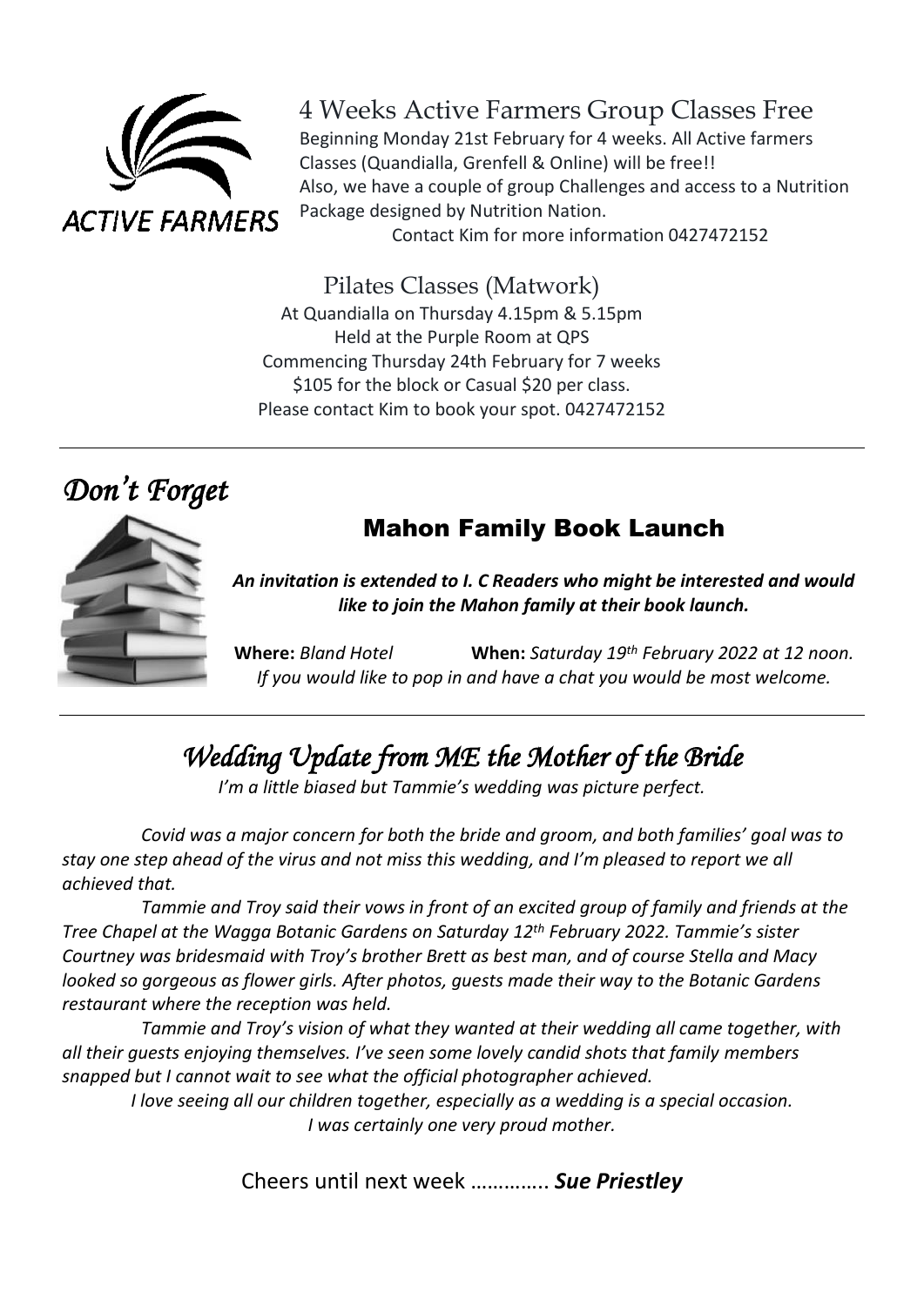ACTIVE FARMERS

## 4 Weeks Active Farmers Group Classes Free

Beginning Monday 21st February for 4 weeks. All Active farmers Classes (Quandialla, Grenfell & Online) will be free!! Also, we have a couple of group Challenges and access to a Nutrition Package designed by Nutrition Nation.

Contact Kim for more information 0427472152

## Pilates Classes (Matwork)

At Quandialla on Thursday 4.15pm & 5.15pm
Held at the Purple Room at QPS
Commencing Thursday 24th February for 7 weeks
$105 for the block or Casual $20 per class.
Please contact Kim to book your spot. 0427472152

---

# *Don't Forget*

## Mahon Family Book Launch

***An invitation is extended to I. C Readers who might be interested and would like to join the Mahon family at their book launch.***

**Where:** *Bland Hotel* **When:** *Saturday 19th February 2022 at 12 noon.*
*If you would like to pop in and have a chat you would be most welcome.*

---

# *Wedding Update from ME the Mother of the Bride*

*I'm a little biased but Tammie's wedding was picture perfect.*

*Covid was a major concern for both the bride and groom, and both families' goal was to stay one step ahead of the virus and not miss this wedding, and I'm pleased to report we all achieved that.*

*Tammie and Troy said their vows in front of an excited group of family and friends at the Tree Chapel at the Wagga Botanic Gardens on Saturday 12th February 2022. Tammie's sister Courtney was bridesmaid with Troy's brother Brett as best man, and of course Stella and Macy looked so gorgeous as flower girls. After photos, guests made their way to the Botanic Gardens restaurant where the reception was held.*

*Tammie and Troy's vision of what they wanted at their wedding all came together, with all their guests enjoying themselves. I've seen some lovely candid shots that family members snapped but I cannot wait to see what the official photographer achieved.*

*I love seeing all our children together, especially as a wedding is a special occasion.*
*I was certainly one very proud mother.*

Cheers until next week …………. ***Sue Priestley***